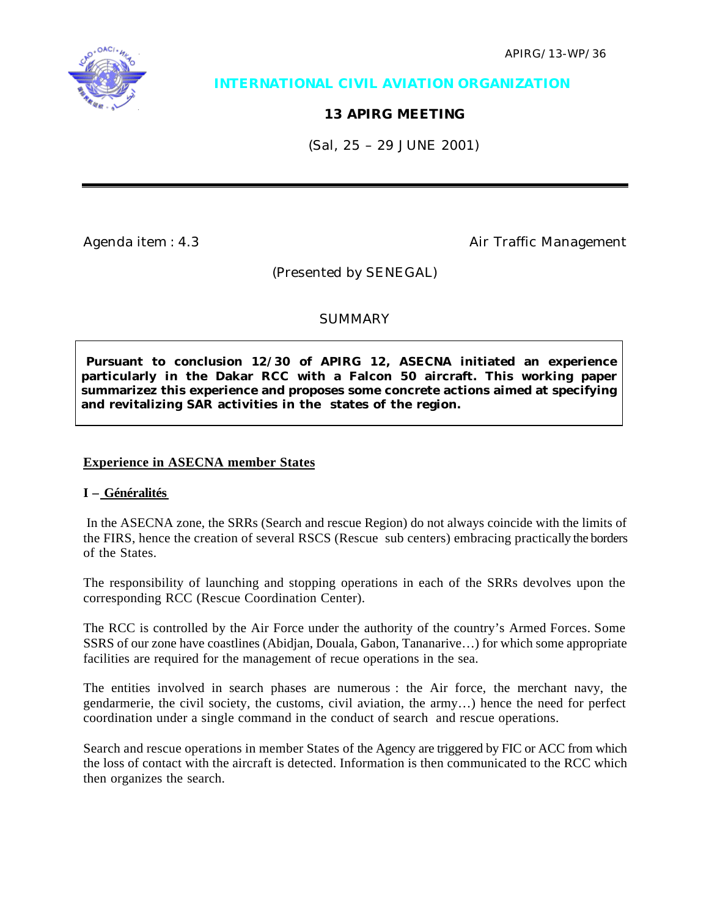APIRG/13-WP/36

**INTERNATIONAL CIVIL AVIATION ORGANIZATION**

**13 APIRG MEETING**

(Sal, 25 – 29 JUNE 2001)

---

Agenda item : 4.3 Air Traffic Management

(Presented by SENEGAL)

SUMMARY

> **Pursuant to conclusion 12/30 of APIRG 12, ASECNA initiated an experience particularly in the Dakar RCC with a Falcon 50 aircraft. This working paper summarizez this experience and proposes some concrete actions aimed at specifying and revitalizing SAR activities in the states of the region.**

## Experience in ASECNA member States

### I – Généralités

In the ASECNA zone, the SRRs (Search and rescue Region) do not always coincide with the limits of the FIRS, hence the creation of several RSCS (Rescue sub centers) embracing practically the borders of the States.

The responsibility of launching and stopping operations in each of the SRRs devolves upon the corresponding RCC (Rescue Coordination Center).

The RCC is controlled by the Air Force under the authority of the country's Armed Forces. Some SSRS of our zone have coastlines (Abidjan, Douala, Gabon, Tananarive…) for which some appropriate facilities are required for the management of recue operations in the sea.

The entities involved in search phases are numerous : the Air force, the merchant navy, the gendarmerie, the civil society, the customs, civil aviation, the army…) hence the need for perfect coordination under a single command in the conduct of search and rescue operations.

Search and rescue operations in member States of the Agency are triggered by FIC or ACC from which the loss of contact with the aircraft is detected. Information is then communicated to the RCC which then organizes the search.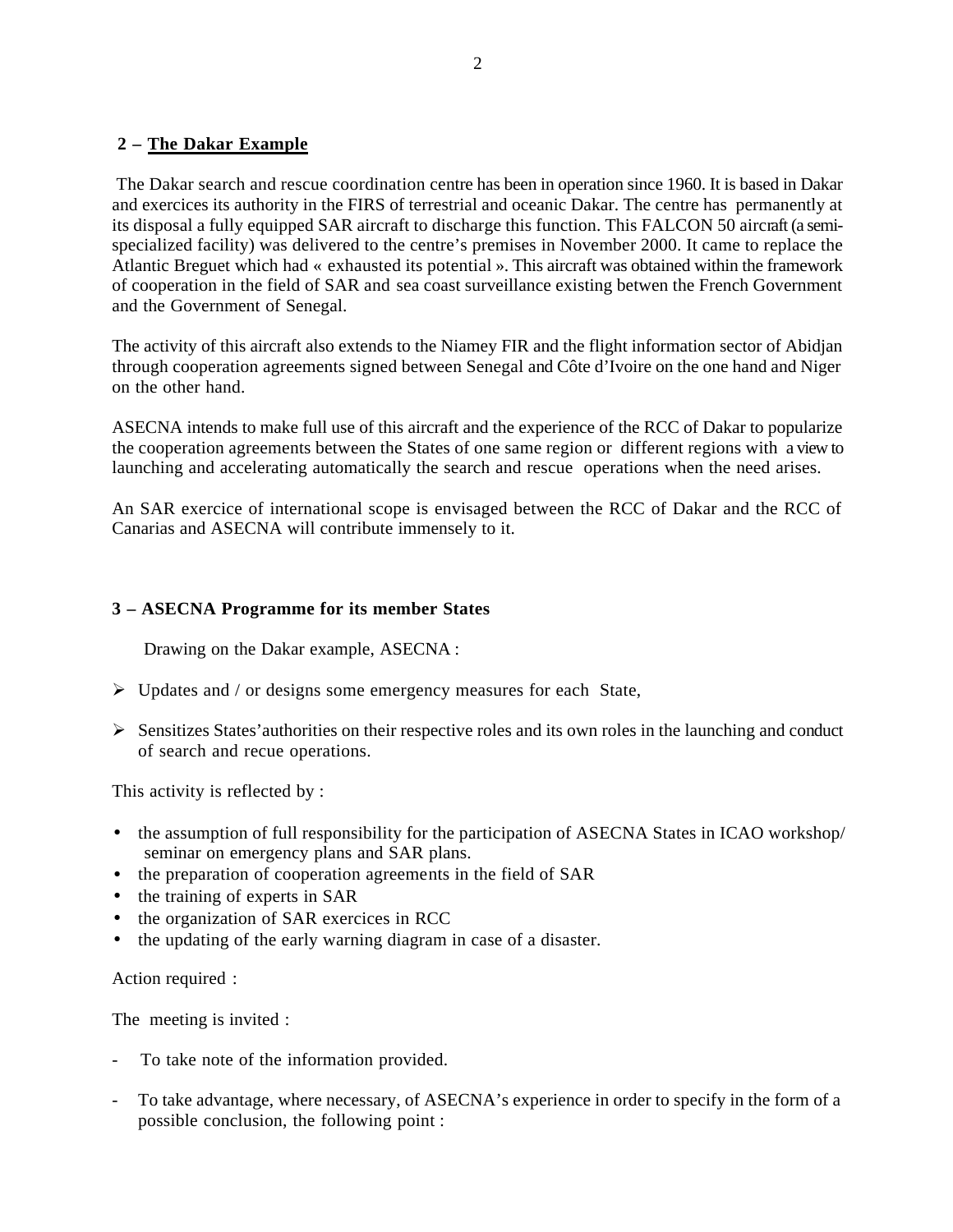## 2 – The Dakar Example

The Dakar search and rescue coordination centre has been in operation since 1960. It is based in Dakar and exercices its authority in the FIRS of terrestrial and oceanic Dakar. The centre has permanently at its disposal a fully equipped SAR aircraft to discharge this function. This FALCON 50 aircraft (a semi-specialized facility) was delivered to the centre's premises in November 2000. It came to replace the Atlantic Breguet which had « exhausted its potential ». This aircraft was obtained within the framework of cooperation in the field of SAR and sea coast surveillance existing betwen the French Government and the Government of Senegal.

The activity of this aircraft also extends to the Niamey FIR and the flight information sector of Abidjan through cooperation agreements signed between Senegal and Côte d'Ivoire on the one hand and Niger on the other hand.

ASECNA intends to make full use of this aircraft and the experience of the RCC of Dakar to popularize the cooperation agreements between the States of one same region or different regions with a view to launching and accelerating automatically the search and rescue operations when the need arises.

An SAR exercice of international scope is envisaged between the RCC of Dakar and the RCC of Canarias and ASECNA will contribute immensely to it.

## 3 – ASECNA Programme for its member States

Drawing on the Dakar example, ASECNA :

- Updates and / or designs some emergency measures for each State,
- Sensitizes States'authorities on their respective roles and its own roles in the launching and conduct of search and recue operations.

This activity is reflected by :

- the assumption of full responsibility for the participation of ASECNA States in ICAO workshop/ seminar on emergency plans and SAR plans.
- the preparation of cooperation agreements in the field of SAR
- the training of experts in SAR
- the organization of SAR exercices in RCC
- the updating of the early warning diagram in case of a disaster.

Action required :

The meeting is invited :

- To take note of the information provided.
- To take advantage, where necessary, of ASECNA's experience in order to specify in the form of a possible conclusion, the following point :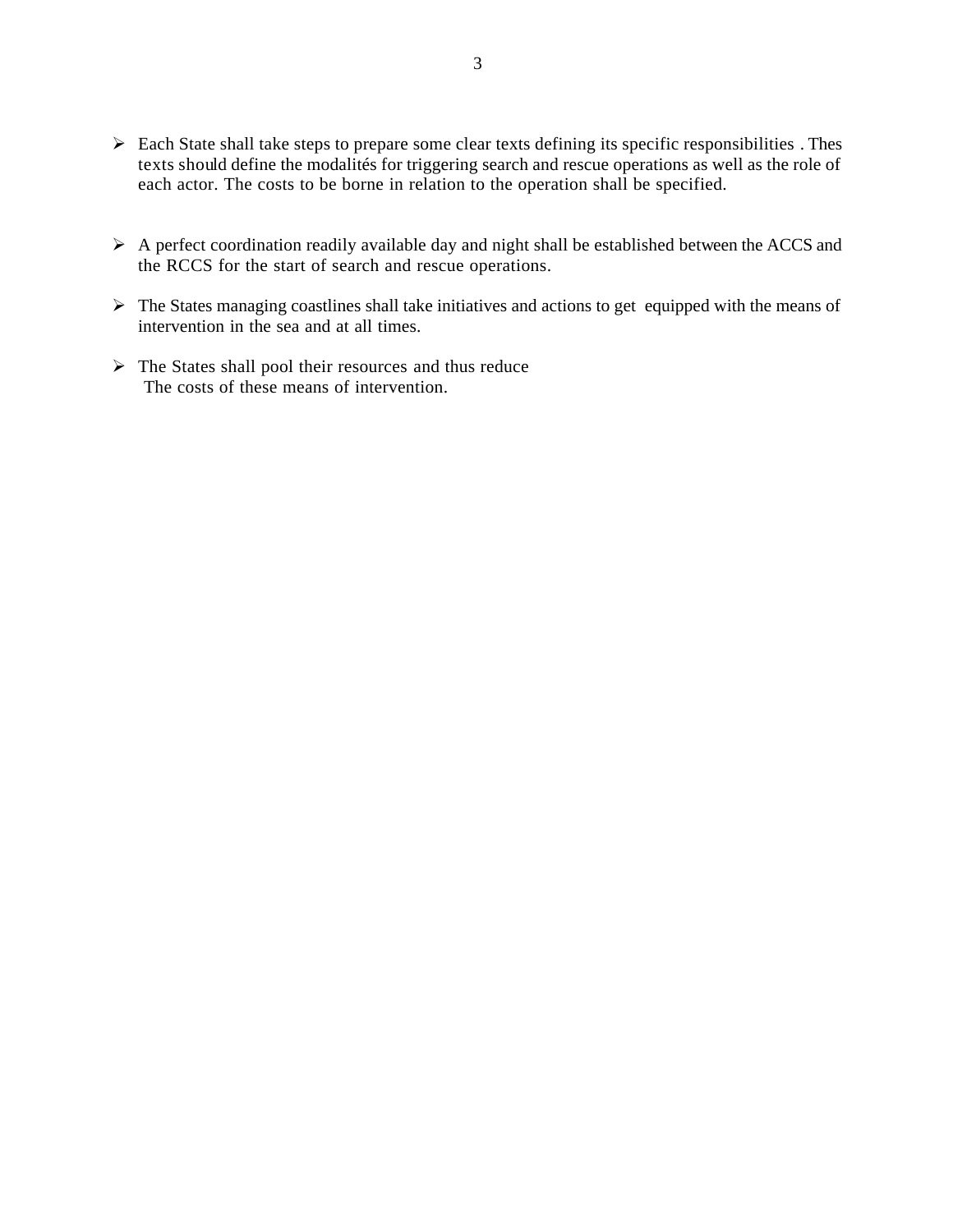- Each State shall take steps to prepare some clear texts defining its specific responsibilities . Thes texts should define the modalités for triggering search and rescue operations as well as the role of each actor. The costs to be borne in relation to the operation shall be specified.

- A perfect coordination readily available day and night shall be established between the ACCS and the RCCS for the start of search and rescue operations.

- The States managing coastlines shall take initiatives and actions to get equipped with the means of intervention in the sea and at all times.

- The States shall pool their resources and thus reduce
  The costs of these means of intervention.